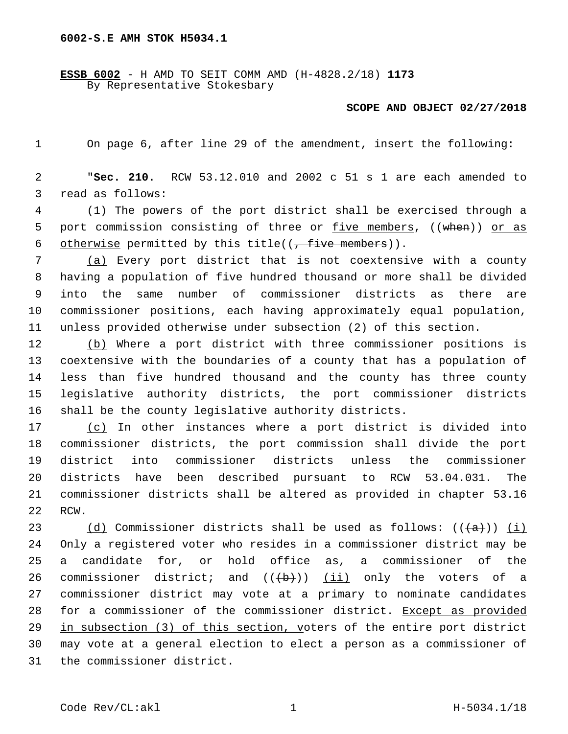**6002-S.E AMH STOK H5034.1**

**ESSB 6002** - H AMD TO SEIT COMM AMD (H-4828.2/18) **1173**
By Representative Stokesbary

**SCOPE AND OBJECT 02/27/2018**

On page 6, after line 29 of the amendment, insert the following:

"**Sec. 210.** RCW 53.12.010 and 2002 c 51 s 1 are each amended to read as follows:

(1) The powers of the port district shall be exercised through a port commission consisting of three or five members, ((when)) or as otherwise permitted by this title((, five members)).

(a) Every port district that is not coextensive with a county having a population of five hundred thousand or more shall be divided into the same number of commissioner districts as there are commissioner positions, each having approximately equal population, unless provided otherwise under subsection (2) of this section.

(b) Where a port district with three commissioner positions is coextensive with the boundaries of a county that has a population of less than five hundred thousand and the county has three county legislative authority districts, the port commissioner districts shall be the county legislative authority districts.

(c) In other instances where a port district is divided into commissioner districts, the port commission shall divide the port district into commissioner districts unless the commissioner districts have been described pursuant to RCW 53.04.031. The commissioner districts shall be altered as provided in chapter 53.16 RCW.

(d) Commissioner districts shall be used as follows: (((a))) (i) Only a registered voter who resides in a commissioner district may be a candidate for, or hold office as, a commissioner of the commissioner district; and (((b))) (ii) only the voters of a commissioner district may vote at a primary to nominate candidates for a commissioner of the commissioner district. Except as provided in subsection (3) of this section, voters of the entire port district may vote at a general election to elect a person as a commissioner of the commissioner district.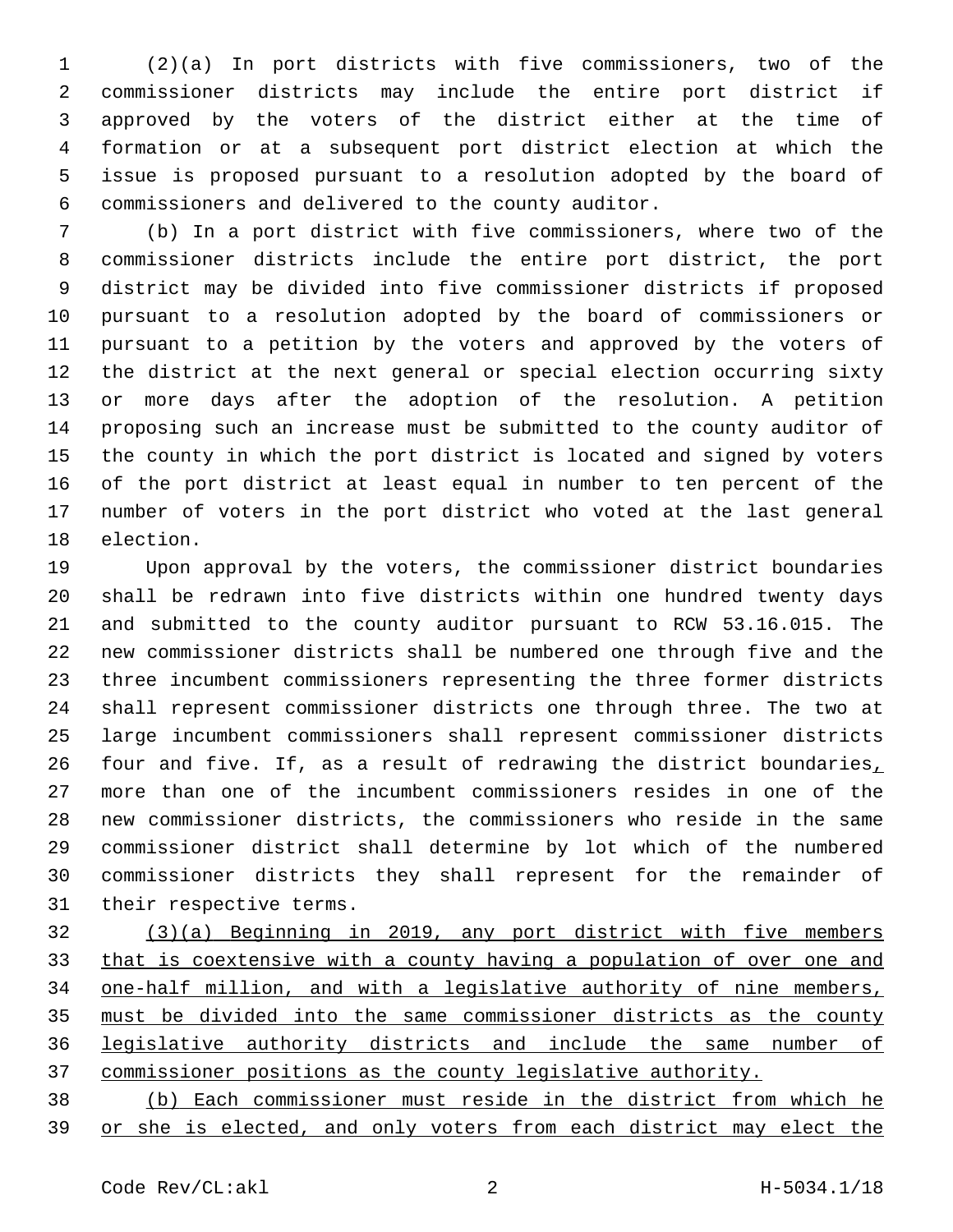(2)(a) In port districts with five commissioners, two of the commissioner districts may include the entire port district if approved by the voters of the district either at the time of formation or at a subsequent port district election at which the issue is proposed pursuant to a resolution adopted by the board of commissioners and delivered to the county auditor.

(b) In a port district with five commissioners, where two of the commissioner districts include the entire port district, the port district may be divided into five commissioner districts if proposed pursuant to a resolution adopted by the board of commissioners or pursuant to a petition by the voters and approved by the voters of the district at the next general or special election occurring sixty or more days after the adoption of the resolution. A petition proposing such an increase must be submitted to the county auditor of the county in which the port district is located and signed by voters of the port district at least equal in number to ten percent of the number of voters in the port district who voted at the last general election.

Upon approval by the voters, the commissioner district boundaries shall be redrawn into five districts within one hundred twenty days and submitted to the county auditor pursuant to RCW 53.16.015. The new commissioner districts shall be numbered one through five and the three incumbent commissioners representing the three former districts shall represent commissioner districts one through three. The two at large incumbent commissioners shall represent commissioner districts four and five. If, as a result of redrawing the district boundaries, more than one of the incumbent commissioners resides in one of the new commissioner districts, the commissioners who reside in the same commissioner district shall determine by lot which of the numbered commissioner districts they shall represent for the remainder of their respective terms.

<u>(3)(a) Beginning in 2019, any port district with five members that is coextensive with a county having a population of over one and one-half million, and with a legislative authority of nine members, must be divided into the same commissioner districts as the county legislative authority districts and include the same number of commissioner positions as the county legislative authority.</u>

<u>(b) Each commissioner must reside in the district from which he or she is elected, and only voters from each district may elect the</u>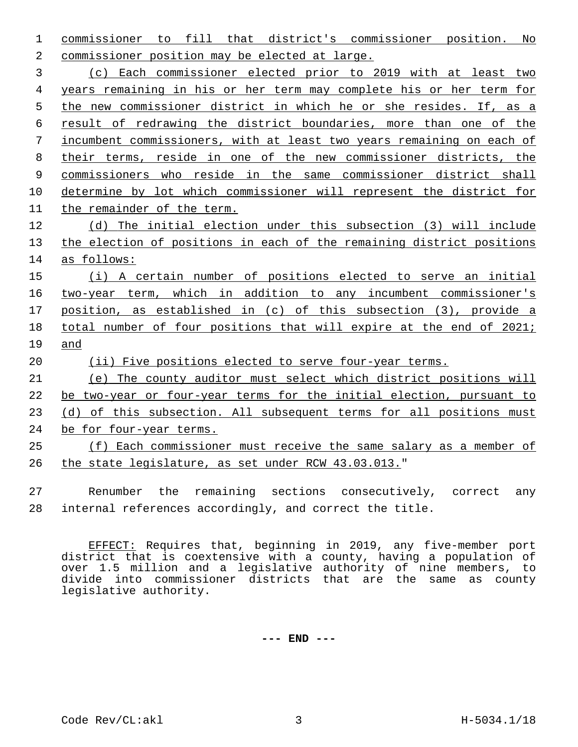commissioner to fill that district's commissioner position. No commissioner position may be elected at large.

(c) Each commissioner elected prior to 2019 with at least two years remaining in his or her term may complete his or her term for the new commissioner district in which he or she resides. If, as a result of redrawing the district boundaries, more than one of the incumbent commissioners, with at least two years remaining on each of their terms, reside in one of the new commissioner districts, the commissioners who reside in the same commissioner district shall determine by lot which commissioner will represent the district for the remainder of the term.

(d) The initial election under this subsection (3) will include the election of positions in each of the remaining district positions as follows:

(i) A certain number of positions elected to serve an initial two-year term, which in addition to any incumbent commissioner's position, as established in (c) of this subsection (3), provide a total number of four positions that will expire at the end of 2021; and

(ii) Five positions elected to serve four-year terms.

(e) The county auditor must select which district positions will be two-year or four-year terms for the initial election, pursuant to (d) of this subsection. All subsequent terms for all positions must be for four-year terms.

(f) Each commissioner must receive the same salary as a member of the state legislature, as set under RCW 43.03.013."

Renumber the remaining sections consecutively, correct any internal references accordingly, and correct the title.

EFFECT: Requires that, beginning in 2019, any five-member port district that is coextensive with a county, having a population of over 1.5 million and a legislative authority of nine members, to divide into commissioner districts that are the same as county legislative authority.

**--- END ---**